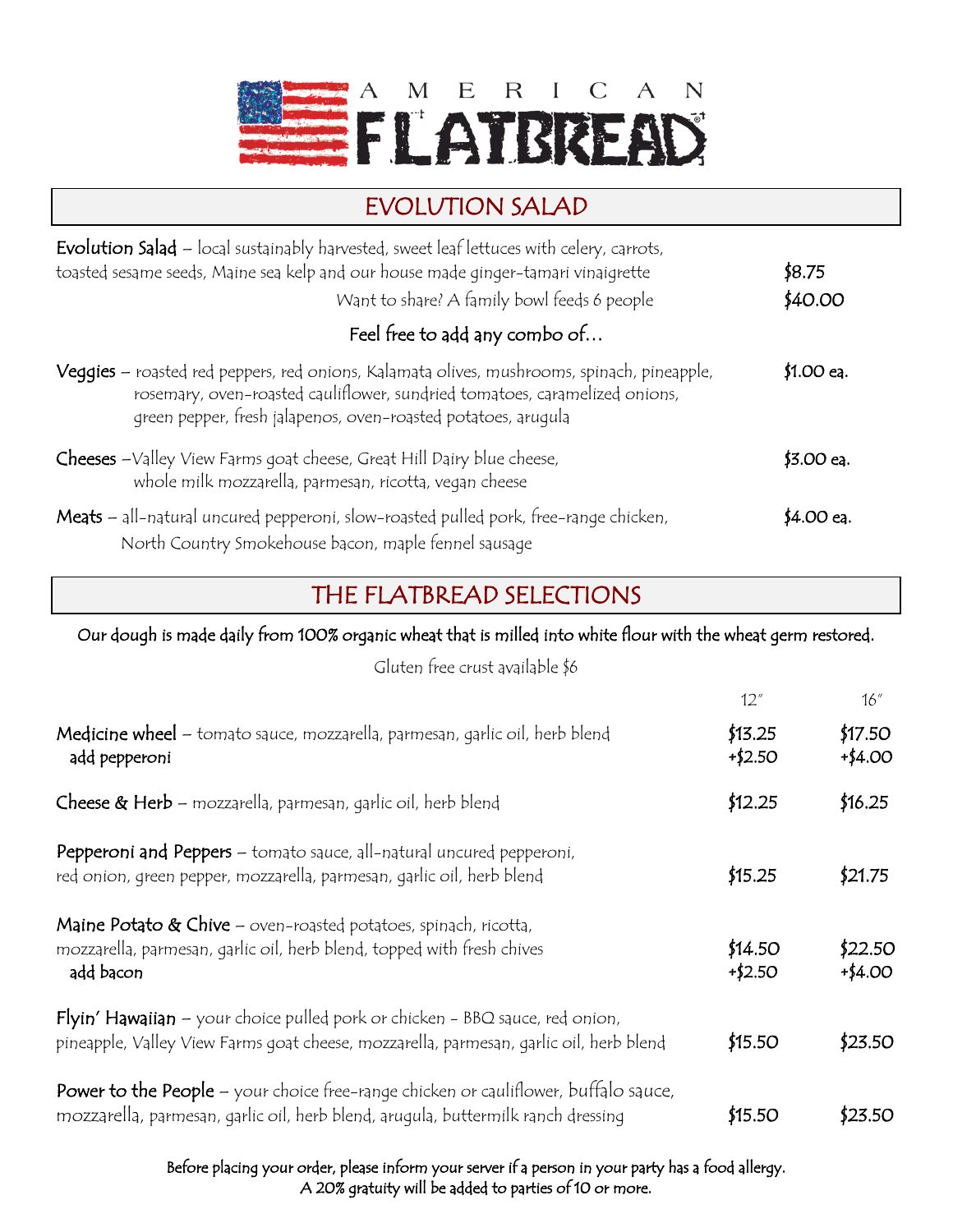# AMERICAN FLATBREAD

## EVOLUTION SALAD

**Evolution Salad** – local sustainably harvested, sweet leaf lettuces with celery, carrots, toasted sesame seeds, Maine sea kelp and our house made ginger-tamari vinaigrette — $8.75

Want to share? A family bowl feeds 6 people — $40.00

Feel free to add any combo of…

**Veggies** – roasted red peppers, red onions, Kalamata olives, mushrooms, spinach, pineapple, rosemary, oven-roasted cauliflower, sundried tomatoes, caramelized onions, green pepper, fresh jalapenos, oven-roasted potatoes, arugula — $1.00 ea.

**Cheeses** – Valley View Farms goat cheese, Great Hill Dairy blue cheese, whole milk mozzarella, parmesan, ricotta, vegan cheese — $3.00 ea.

**Meats** – all-natural uncured pepperoni, slow-roasted pulled pork, free-range chicken, North Country Smokehouse bacon, maple fennel sausage — $4.00 ea.

## THE FLATBREAD SELECTIONS

Our dough is made daily from 100% organic wheat that is milled into white flour with the wheat germ restored.

Gluten free crust available $6

| | 12″ | 16″ |
|---|---|---|
| **Medicine wheel** – tomato sauce, mozzarella, parmesan, garlic oil, herb blend | $13.25 | $17.50 |
| add pepperoni | +$2.50 | +$4.00 |
| **Cheese & Herb** – mozzarella, parmesan, garlic oil, herb blend | $12.25 | $16.25 |
| **Pepperoni and Peppers** – tomato sauce, all-natural uncured pepperoni, red onion, green pepper, mozzarella, parmesan, garlic oil, herb blend | $15.25 | $21.75 |
| **Maine Potato & Chive** – oven-roasted potatoes, spinach, ricotta, mozzarella, parmesan, garlic oil, herb blend, topped with fresh chives | $14.50 | $22.50 |
| add bacon | +$2.50 | +$4.00 |
| **Flyin' Hawaiian** – your choice pulled pork or chicken - BBQ sauce, red onion, pineapple, Valley View Farms goat cheese, mozzarella, parmesan, garlic oil, herb blend | $15.50 | $23.50 |
| **Power to the People** – your choice free-range chicken or cauliflower, buffalo sauce, mozzarella, parmesan, garlic oil, herb blend, arugula, buttermilk ranch dressing | $15.50 | $23.50 |

Before placing your order, please inform your server if a person in your party has a food allergy.
A 20% gratuity will be added to parties of 10 or more.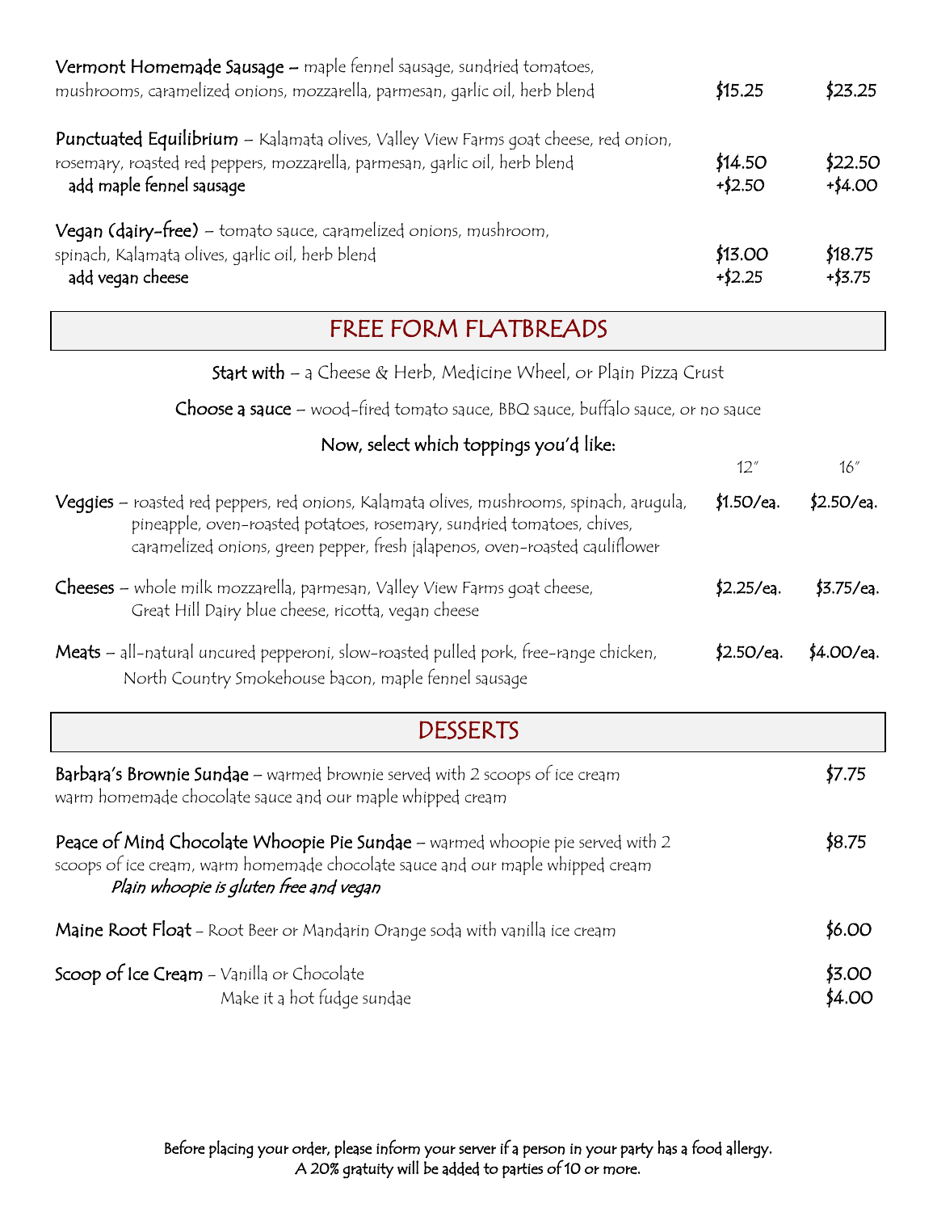| | | |
|---|---|---|
| **Vermont Homemade Sausage** – maple fennel sausage, sundried tomatoes, mushrooms, caramelized onions, mozzarella, parmesan, garlic oil, herb blend | $15.25 | $23.25 |
| **Punctuated Equilibrium** – Kalamata olives, Valley View Farms goat cheese, red onion, rosemary, roasted red peppers, mozzarella, parmesan, garlic oil, herb blend | $14.50 | $22.50 |
| add maple fennel sausage | +$2.50 | +$4.00 |
| **Vegan (dairy-free)** – tomato sauce, caramelized onions, mushroom, spinach, Kalamata olives, garlic oil, herb blend | $13.00 | $18.75 |
| add vegan cheese | +$2.25 | +$3.75 |

## FREE FORM FLATBREADS

**Start with** – a Cheese & Herb, Medicine Wheel, or Plain Pizza Crust

**Choose a sauce** – wood-fired tomato sauce, BBQ sauce, buffalo sauce, or no sauce

**Now, select which toppings you'd like:**

| | 12" | 16" |
|---|---|---|
| **Veggies** – roasted red peppers, red onions, Kalamata olives, mushrooms, spinach, arugula, pineapple, oven-roasted potatoes, rosemary, sundried tomatoes, chives, caramelized onions, green pepper, fresh jalapenos, oven-roasted cauliflower | $1.50/ea. | $2.50/ea. |
| **Cheeses** – whole milk mozzarella, parmesan, Valley View Farms goat cheese, Great Hill Dairy blue cheese, ricotta, vegan cheese | $2.25/ea. | $3.75/ea. |
| **Meats** – all-natural uncured pepperoni, slow-roasted pulled pork, free-range chicken, North Country Smokehouse bacon, maple fennel sausage | $2.50/ea. | $4.00/ea. |

## DESSERTS

| | |
|---|---|
| **Barbara's Brownie Sundae** – warmed brownie served with 2 scoops of ice cream warm homemade chocolate sauce and our maple whipped cream | $7.75 |
| **Peace of Mind Chocolate Whoopie Pie Sundae** – warmed whoopie pie served with 2 scoops of ice cream, warm homemade chocolate sauce and our maple whipped cream *Plain whoopie is gluten free and vegan* | $8.75 |
| **Maine Root Float** – Root Beer or Mandarin Orange soda with vanilla ice cream | $6.00 |
| **Scoop of Ice Cream** – Vanilla or Chocolate | $3.00 |
| Make it a hot fudge sundae | $4.00 |

Before placing your order, please inform your server if a person in your party has a food allergy.
A 20% gratuity will be added to parties of 10 or more.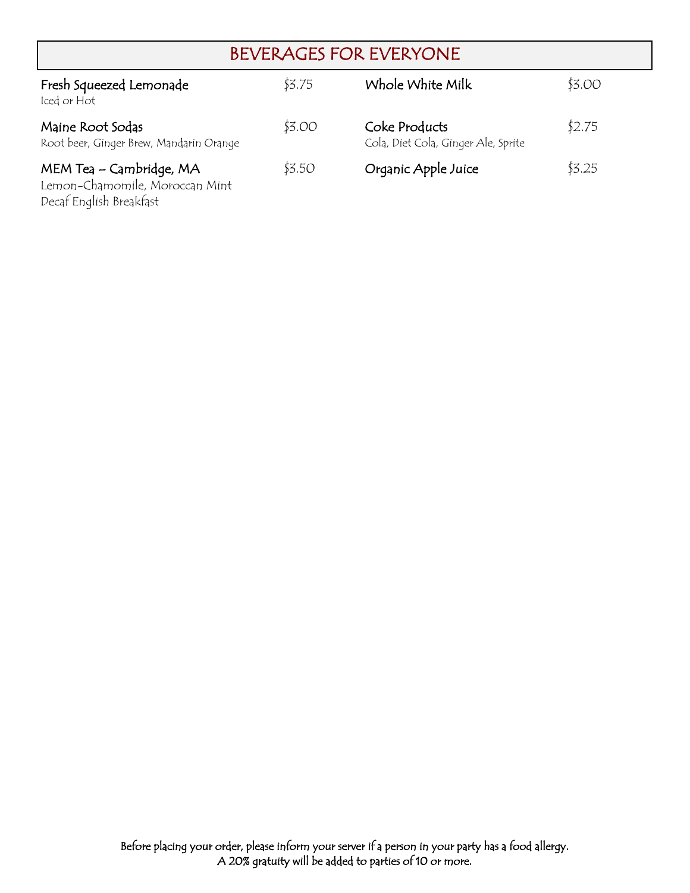# BEVERAGES FOR EVERYONE

**Fresh Squeezed Lemonade** $3.75
Iced or Hot

**Maine Root Sodas** $3.00
Root beer, Ginger Brew, Mandarin Orange

**MEM Tea – Cambridge, MA** $3.50
Lemon-Chamomile, Moroccan Mint
Decaf English Breakfast

**Whole White Milk** $3.00

**Coke Products** $2.75
Cola, Diet Cola, Ginger Ale, Sprite

**Organic Apple Juice** $3.25

Before placing your order, please inform your server if a person in your party has a food allergy.
A 20% gratuity will be added to parties of 10 or more.